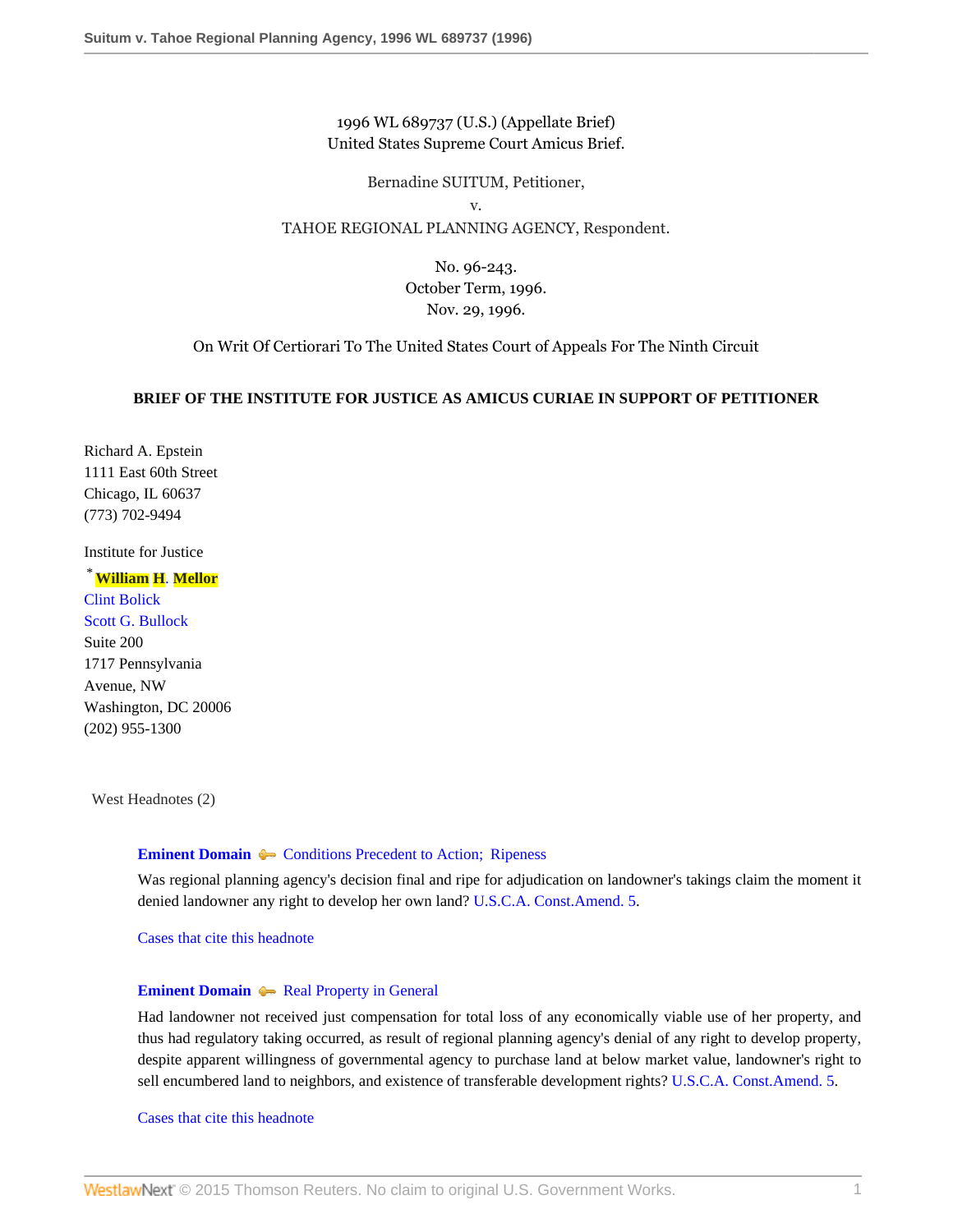1996 WL 689737 (U.S.) (Appellate Brief)
United States Supreme Court Amicus Brief.

Bernadine SUITUM, Petitioner,
v.
TAHOE REGIONAL PLANNING AGENCY, Respondent.

No. 96-243.
October Term, 1996.
Nov. 29, 1996.

On Writ Of Certiorari To The United States Court of Appeals For The Ninth Circuit

**BRIEF OF THE INSTITUTE FOR JUSTICE AS AMICUS CURIAE IN SUPPORT OF PETITIONER**

Richard A. Epstein
1111 East 60th Street
Chicago, IL 60637
(773) 702-9494

Institute for Justice
* **William H. Mellor**
Clint Bolick
Scott G. Bullock
Suite 200
1717 Pennsylvania
Avenue, NW
Washington, DC 20006
(202) 955-1300

West Headnotes (2)

**Eminent Domain** Conditions Precedent to Action; Ripeness

Was regional planning agency's decision final and ripe for adjudication on landowner's takings claim the moment it denied landowner any right to develop her own land? U.S.C.A. Const.Amend. 5.

Cases that cite this headnote

**Eminent Domain** Real Property in General

Had landowner not received just compensation for total loss of any economically viable use of her property, and thus had regulatory taking occurred, as result of regional planning agency's denial of any right to develop property, despite apparent willingness of governmental agency to purchase land at below market value, landowner's right to sell encumbered land to neighbors, and existence of transferable development rights? U.S.C.A. Const.Amend. 5.

Cases that cite this headnote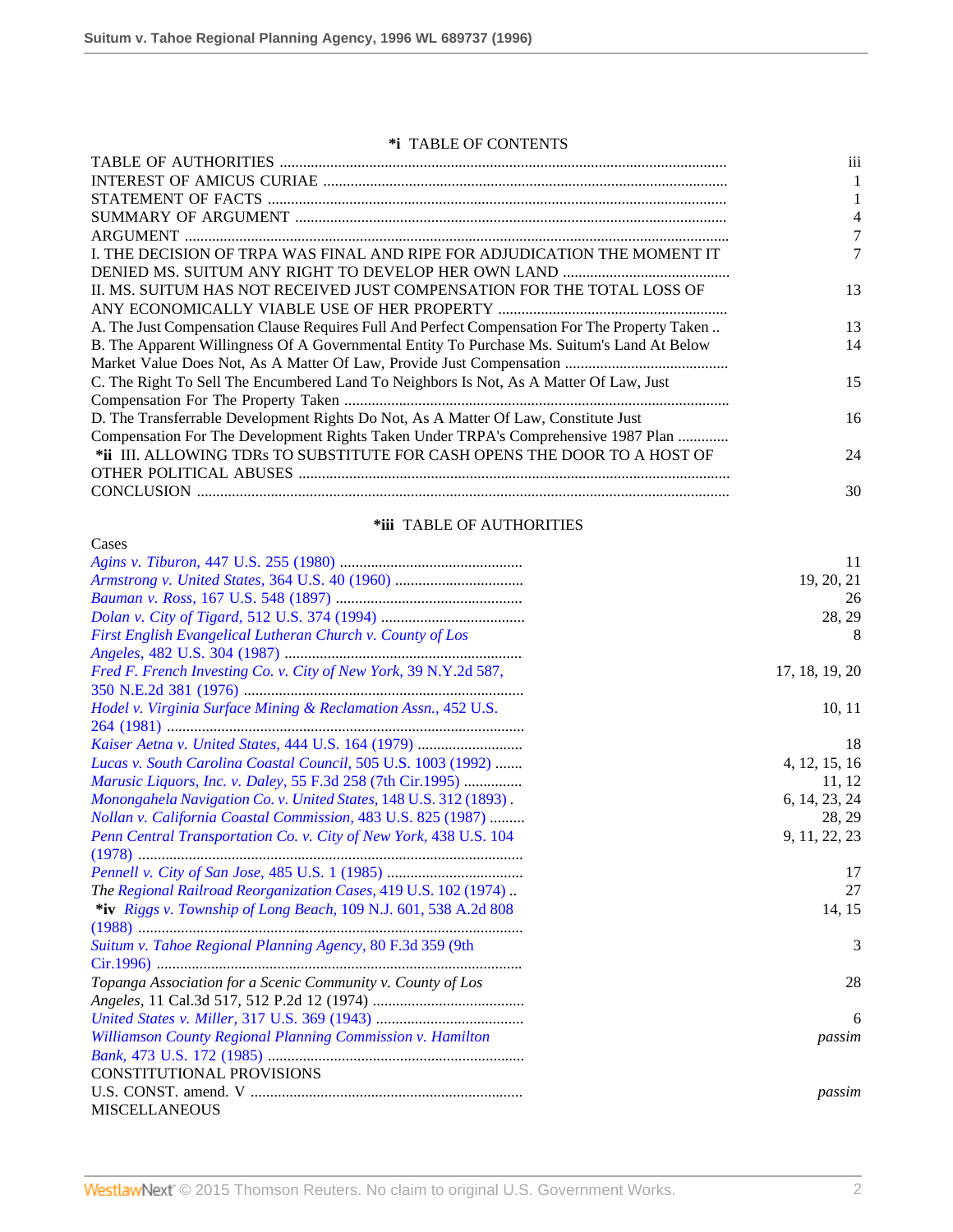**\*i** TABLE OF CONTENTS

| | |
|---|---|
| TABLE OF AUTHORITIES | iii |
| INTEREST OF AMICUS CURIAE | 1 |
| STATEMENT OF FACTS | 1 |
| SUMMARY OF ARGUMENT | 4 |
| ARGUMENT | 7 |
| I. THE DECISION OF TRPA WAS FINAL AND RIPE FOR ADJUDICATION THE MOMENT IT DENIED MS. SUITUM ANY RIGHT TO DEVELOP HER OWN LAND | 7 |
| II. MS. SUITUM HAS NOT RECEIVED JUST COMPENSATION FOR THE TOTAL LOSS OF ANY ECONOMICALLY VIABLE USE OF HER PROPERTY | 13 |
| A. The Just Compensation Clause Requires Full And Perfect Compensation For The Property Taken | 13 |
| B. The Apparent Willingness Of A Governmental Entity To Purchase Ms. Suitum's Land At Below Market Value Does Not, As A Matter Of Law, Provide Just Compensation | 14 |
| C. The Right To Sell The Encumbered Land To Neighbors Is Not, As A Matter Of Law, Just Compensation For The Property Taken | 15 |
| D. The Transferrable Development Rights Do Not, As A Matter Of Law, Constitute Just Compensation For The Development Rights Taken Under TRPA's Comprehensive 1987 Plan | 16 |
| **\*ii** III. ALLOWING TDRs TO SUBSTITUTE FOR CASH OPENS THE DOOR TO A HOST OF OTHER POLITICAL ABUSES | 24 |
| CONCLUSION | 30 |

**\*iii** TABLE OF AUTHORITIES

| | |
|---|---|
| Cases | |
| *Agins v. Tiburon,* 447 U.S. 255 (1980) | 11 |
| *Armstrong v. United States,* 364 U.S. 40 (1960) | 19, 20, 21 |
| *Bauman v. Ross,* 167 U.S. 548 (1897) | 26 |
| *Dolan v. City of Tigard,* 512 U.S. 374 (1994) | 28, 29 |
| *First English Evangelical Lutheran Church v. County of Los Angeles,* 482 U.S. 304 (1987) | 8 |
| *Fred F. French Investing Co. v. City of New York,* 39 N.Y.2d 587, 350 N.E.2d 381 (1976) | 17, 18, 19, 20 |
| *Hodel v. Virginia Surface Mining & Reclamation Assn.,* 452 U.S. 264 (1981) | 10, 11 |
| *Kaiser Aetna v. United States,* 444 U.S. 164 (1979) | 18 |
| *Lucas v. South Carolina Coastal Council,* 505 U.S. 1003 (1992) | 4, 12, 15, 16 |
| *Marusic Liquors, Inc. v. Daley,* 55 F.3d 258 (7th Cir.1995) | 11, 12 |
| *Monongahela Navigation Co. v. United States,* 148 U.S. 312 (1893) | 6, 14, 23, 24 |
| *Nollan v. California Coastal Commission,* 483 U.S. 825 (1987) | 28, 29 |
| *Penn Central Transportation Co. v. City of New York,* 438 U.S. 104 (1978) | 9, 11, 22, 23 |
| *Pennell v. City of San Jose,* 485 U.S. 1 (1985) | 17 |
| *The Regional Railroad Reorganization Cases,* 419 U.S. 102 (1974) | 27 |
| **\*iv** *Riggs v. Township of Long Beach,* 109 N.J. 601, 538 A.2d 808 (1988) | 14, 15 |
| *Suitum v. Tahoe Regional Planning Agency,* 80 F.3d 359 (9th Cir.1996) | 3 |
| *Topanga Association for a Scenic Community v. County of Los Angeles,* 11 Cal.3d 517, 512 P.2d 12 (1974) | 28 |
| *United States v. Miller,* 317 U.S. 369 (1943) | 6 |
| *Williamson County Regional Planning Commission v. Hamilton Bank,* 473 U.S. 172 (1985) | *passim* |
| CONSTITUTIONAL PROVISIONS | |
| U.S. CONST. amend. V | *passim* |
| MISCELLANEOUS | |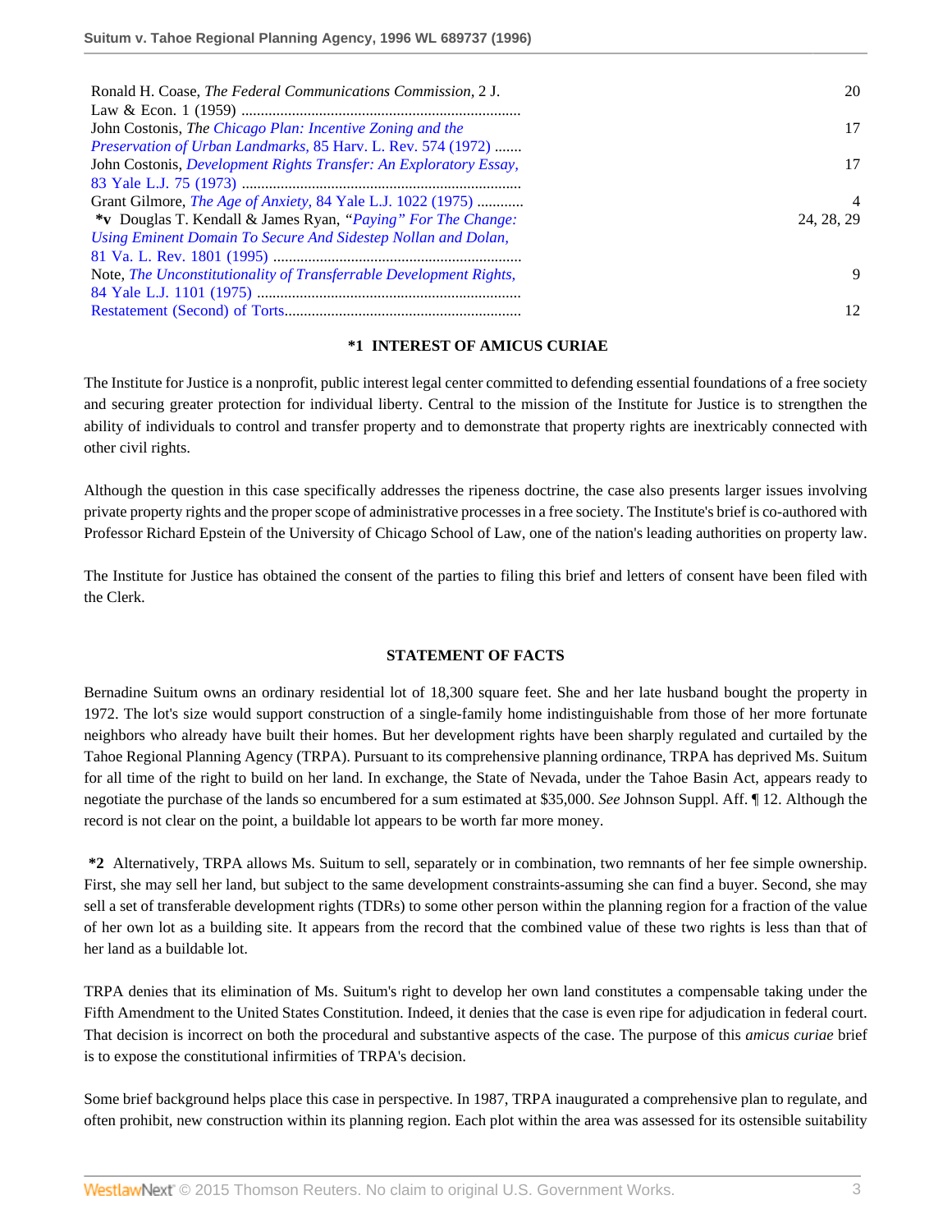| | |
|---|---|
| Ronald H. Coase, *The Federal Communications Commission,* 2 J. Law & Econ. 1 (1959) ........................................................................ | 20 |
| John Costonis, *The Chicago Plan: Incentive Zoning and the Preservation of Urban Landmarks,* 85 Harv. L. Rev. 574 (1972) ....... | 17 |
| John Costonis, *Development Rights Transfer: An Exploratory Essay,* 83 Yale L.J. 75 (1973) ....................................................................... | 17 |
| Grant Gilmore, *The Age of Anxiety,* 84 Yale L.J. 1022 (1975) ............ | 4 |
| **\*v** Douglas T. Kendall & James Ryan, *"Paying" For The Change: Using Eminent Domain To Secure And Sidestep Nollan and Dolan,* 81 Va. L. Rev. 1801 (1995) ................................................................ | 24, 28, 29 |
| Note, *The Unconstitutionality of Transferrable Development Rights,* 84 Yale L.J. 1101 (1975) .................................................................... | 9 |
| Restatement (Second) of Torts............................................................. | 12 |

## **\*1 INTEREST OF AMICUS CURIAE**

The Institute for Justice is a nonprofit, public interest legal center committed to defending essential foundations of a free society and securing greater protection for individual liberty. Central to the mission of the Institute for Justice is to strengthen the ability of individuals to control and transfer property and to demonstrate that property rights are inextricably connected with other civil rights.

Although the question in this case specifically addresses the ripeness doctrine, the case also presents larger issues involving private property rights and the proper scope of administrative processes in a free society. The Institute's brief is co-authored with Professor Richard Epstein of the University of Chicago School of Law, one of the nation's leading authorities on property law.

The Institute for Justice has obtained the consent of the parties to filing this brief and letters of consent have been filed with the Clerk.

## **STATEMENT OF FACTS**

Bernadine Suitum owns an ordinary residential lot of 18,300 square feet. She and her late husband bought the property in 1972. The lot's size would support construction of a single-family home indistinguishable from those of her more fortunate neighbors who already have built their homes. But her development rights have been sharply regulated and curtailed by the Tahoe Regional Planning Agency (TRPA). Pursuant to its comprehensive planning ordinance, TRPA has deprived Ms. Suitum for all time of the right to build on her land. In exchange, the State of Nevada, under the Tahoe Basin Act, appears ready to negotiate the purchase of the lands so encumbered for a sum estimated at $35,000. *See* Johnson Suppl. Aff. ¶ 12. Although the record is not clear on the point, a buildable lot appears to be worth far more money.

**\*2** Alternatively, TRPA allows Ms. Suitum to sell, separately or in combination, two remnants of her fee simple ownership. First, she may sell her land, but subject to the same development constraints-assuming she can find a buyer. Second, she may sell a set of transferable development rights (TDRs) to some other person within the planning region for a fraction of the value of her own lot as a building site. It appears from the record that the combined value of these two rights is less than that of her land as a buildable lot.

TRPA denies that its elimination of Ms. Suitum's right to develop her own land constitutes a compensable taking under the Fifth Amendment to the United States Constitution. Indeed, it denies that the case is even ripe for adjudication in federal court. That decision is incorrect on both the procedural and substantive aspects of the case. The purpose of this *amicus curiae* brief is to expose the constitutional infirmities of TRPA's decision.

Some brief background helps place this case in perspective. In 1987, TRPA inaugurated a comprehensive plan to regulate, and often prohibit, new construction within its planning region. Each plot within the area was assessed for its ostensible suitability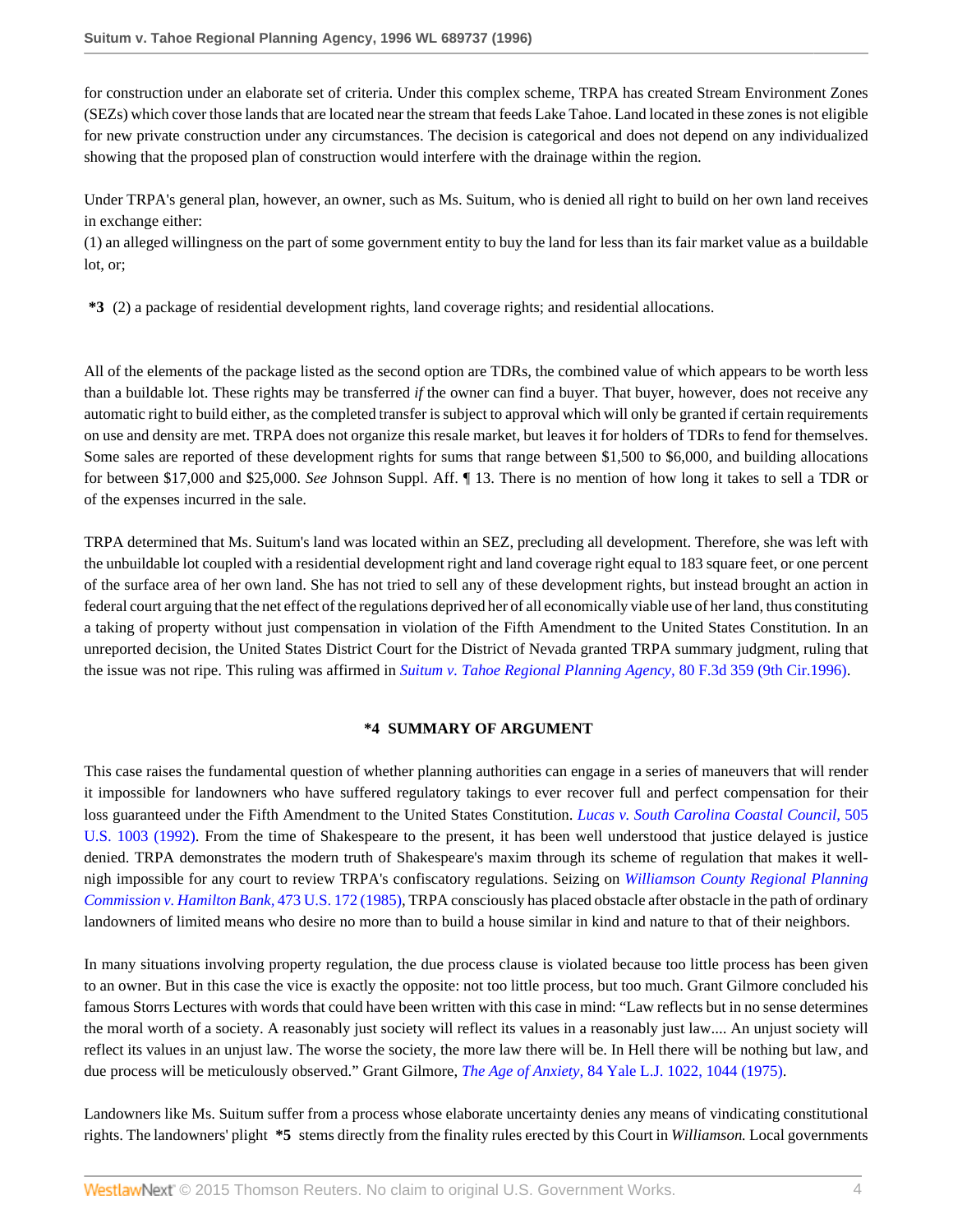for construction under an elaborate set of criteria. Under this complex scheme, TRPA has created Stream Environment Zones (SEZs) which cover those lands that are located near the stream that feeds Lake Tahoe. Land located in these zones is not eligible for new private construction under any circumstances. The decision is categorical and does not depend on any individualized showing that the proposed plan of construction would interfere with the drainage within the region.

Under TRPA's general plan, however, an owner, such as Ms. Suitum, who is denied all right to build on her own land receives in exchange either:
(1) an alleged willingness on the part of some government entity to buy the land for less than its fair market value as a buildable lot, or;

**\*3** (2) a package of residential development rights, land coverage rights; and residential allocations.

All of the elements of the package listed as the second option are TDRs, the combined value of which appears to be worth less than a buildable lot. These rights may be transferred *if* the owner can find a buyer. That buyer, however, does not receive any automatic right to build either, as the completed transfer is subject to approval which will only be granted if certain requirements on use and density are met. TRPA does not organize this resale market, but leaves it for holders of TDRs to fend for themselves. Some sales are reported of these development rights for sums that range between $1,500 to $6,000, and building allocations for between $17,000 and $25,000. *See* Johnson Suppl. Aff. ¶ 13. There is no mention of how long it takes to sell a TDR or of the expenses incurred in the sale.

TRPA determined that Ms. Suitum's land was located within an SEZ, precluding all development. Therefore, she was left with the unbuildable lot coupled with a residential development right and land coverage right equal to 183 square feet, or one percent of the surface area of her own land. She has not tried to sell any of these development rights, but instead brought an action in federal court arguing that the net effect of the regulations deprived her of all economically viable use of her land, thus constituting a taking of property without just compensation in violation of the Fifth Amendment to the United States Constitution. In an unreported decision, the United States District Court for the District of Nevada granted TRPA summary judgment, ruling that the issue was not ripe. This ruling was affirmed in *Suitum v. Tahoe Regional Planning Agency,* 80 F.3d 359 (9th Cir.1996).

## \*4 SUMMARY OF ARGUMENT

This case raises the fundamental question of whether planning authorities can engage in a series of maneuvers that will render it impossible for landowners who have suffered regulatory takings to ever recover full and perfect compensation for their loss guaranteed under the Fifth Amendment to the United States Constitution. *Lucas v. South Carolina Coastal Council,* 505 U.S. 1003 (1992). From the time of Shakespeare to the present, it has been well understood that justice delayed is justice denied. TRPA demonstrates the modern truth of Shakespeare's maxim through its scheme of regulation that makes it well-nigh impossible for any court to review TRPA's confiscatory regulations. Seizing on *Williamson County Regional Planning Commission v. Hamilton Bank,* 473 U.S. 172 (1985), TRPA consciously has placed obstacle after obstacle in the path of ordinary landowners of limited means who desire no more than to build a house similar in kind and nature to that of their neighbors.

In many situations involving property regulation, the due process clause is violated because too little process has been given to an owner. But in this case the vice is exactly the opposite: not too little process, but too much. Grant Gilmore concluded his famous Storrs Lectures with words that could have been written with this case in mind: "Law reflects but in no sense determines the moral worth of a society. A reasonably just society will reflect its values in a reasonably just law.... An unjust society will reflect its values in an unjust law. The worse the society, the more law there will be. In Hell there will be nothing but law, and due process will be meticulously observed." Grant Gilmore, *The Age of Anxiety,* 84 Yale L.J. 1022, 1044 (1975).

Landowners like Ms. Suitum suffer from a process whose elaborate uncertainty denies any means of vindicating constitutional rights. The landowners' plight **\*5** stems directly from the finality rules erected by this Court in *Williamson.* Local governments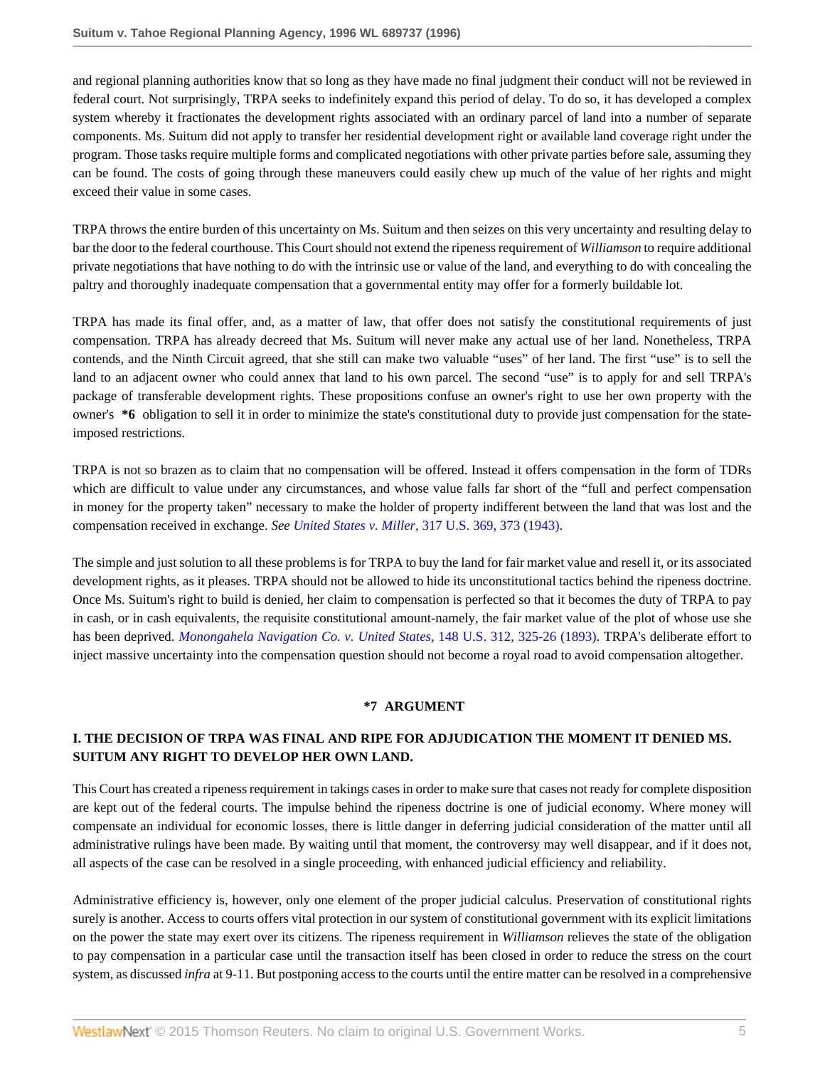and regional planning authorities know that so long as they have made no final judgment their conduct will not be reviewed in federal court. Not surprisingly, TRPA seeks to indefinitely expand this period of delay. To do so, it has developed a complex system whereby it fractionates the development rights associated with an ordinary parcel of land into a number of separate components. Ms. Suitum did not apply to transfer her residential development right or available land coverage right under the program. Those tasks require multiple forms and complicated negotiations with other private parties before sale, assuming they can be found. The costs of going through these maneuvers could easily chew up much of the value of her rights and might exceed their value in some cases.

TRPA throws the entire burden of this uncertainty on Ms. Suitum and then seizes on this very uncertainty and resulting delay to bar the door to the federal courthouse. This Court should not extend the ripeness requirement of *Williamson* to require additional private negotiations that have nothing to do with the intrinsic use or value of the land, and everything to do with concealing the paltry and thoroughly inadequate compensation that a governmental entity may offer for a formerly buildable lot.

TRPA has made its final offer, and, as a matter of law, that offer does not satisfy the constitutional requirements of just compensation. TRPA has already decreed that Ms. Suitum will never make any actual use of her land. Nonetheless, TRPA contends, and the Ninth Circuit agreed, that she still can make two valuable "uses" of her land. The first "use" is to sell the land to an adjacent owner who could annex that land to his own parcel. The second "use" is to apply for and sell TRPA's package of transferable development rights. These propositions confuse an owner's right to use her own property with the owner's **\*6** obligation to sell it in order to minimize the state's constitutional duty to provide just compensation for the state-imposed restrictions.

TRPA is not so brazen as to claim that no compensation will be offered. Instead it offers compensation in the form of TDRs which are difficult to value under any circumstances, and whose value falls far short of the "full and perfect compensation in money for the property taken" necessary to make the holder of property indifferent between the land that was lost and the compensation received in exchange. *See United States v. Miller,* 317 U.S. 369, 373 (1943).

The simple and just solution to all these problems is for TRPA to buy the land for fair market value and resell it, or its associated development rights, as it pleases. TRPA should not be allowed to hide its unconstitutional tactics behind the ripeness doctrine. Once Ms. Suitum's right to build is denied, her claim to compensation is perfected so that it becomes the duty of TRPA to pay in cash, or in cash equivalents, the requisite constitutional amount-namely, the fair market value of the plot of whose use she has been deprived. *Monongahela Navigation Co. v. United States,* 148 U.S. 312, 325-26 (1893). TRPA's deliberate effort to inject massive uncertainty into the compensation question should not become a royal road to avoid compensation altogether.

## \*7 ARGUMENT

### I. THE DECISION OF TRPA WAS FINAL AND RIPE FOR ADJUDICATION THE MOMENT IT DENIED MS. SUITUM ANY RIGHT TO DEVELOP HER OWN LAND.

This Court has created a ripeness requirement in takings cases in order to make sure that cases not ready for complete disposition are kept out of the federal courts. The impulse behind the ripeness doctrine is one of judicial economy. Where money will compensate an individual for economic losses, there is little danger in deferring judicial consideration of the matter until all administrative rulings have been made. By waiting until that moment, the controversy may well disappear, and if it does not, all aspects of the case can be resolved in a single proceeding, with enhanced judicial efficiency and reliability.

Administrative efficiency is, however, only one element of the proper judicial calculus. Preservation of constitutional rights surely is another. Access to courts offers vital protection in our system of constitutional government with its explicit limitations on the power the state may exert over its citizens. The ripeness requirement in *Williamson* relieves the state of the obligation to pay compensation in a particular case until the transaction itself has been closed in order to reduce the stress on the court system, as discussed *infra* at 9-11. But postponing access to the courts until the entire matter can be resolved in a comprehensive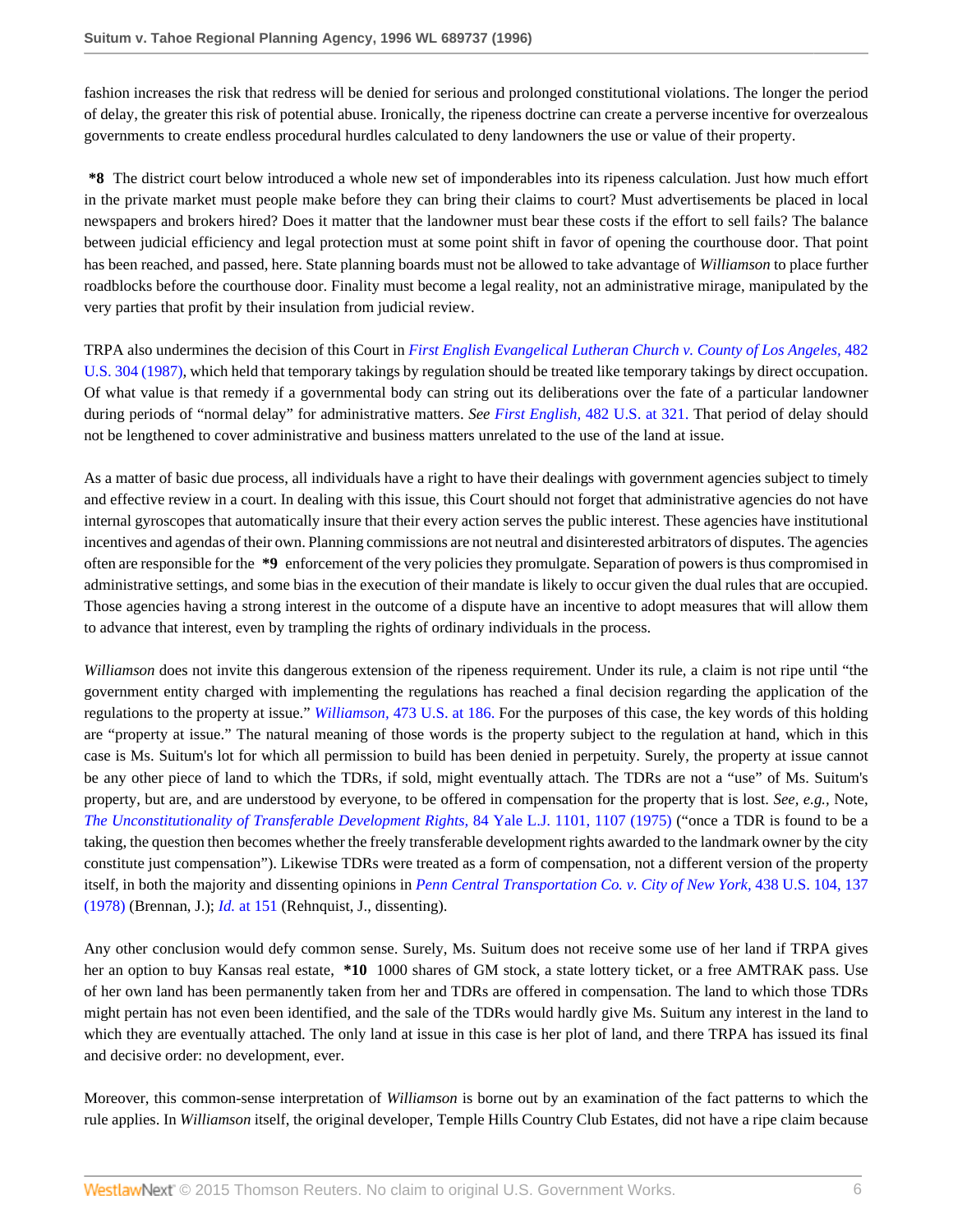fashion increases the risk that redress will be denied for serious and prolonged constitutional violations. The longer the period of delay, the greater this risk of potential abuse. Ironically, the ripeness doctrine can create a perverse incentive for overzealous governments to create endless procedural hurdles calculated to deny landowners the use or value of their property.

**\*8** The district court below introduced a whole new set of imponderables into its ripeness calculation. Just how much effort in the private market must people make before they can bring their claims to court? Must advertisements be placed in local newspapers and brokers hired? Does it matter that the landowner must bear these costs if the effort to sell fails? The balance between judicial efficiency and legal protection must at some point shift in favor of opening the courthouse door. That point has been reached, and passed, here. State planning boards must not be allowed to take advantage of *Williamson* to place further roadblocks before the courthouse door. Finality must become a legal reality, not an administrative mirage, manipulated by the very parties that profit by their insulation from judicial review.

TRPA also undermines the decision of this Court in *First English Evangelical Lutheran Church v. County of Los Angeles,* 482 U.S. 304 (1987), which held that temporary takings by regulation should be treated like temporary takings by direct occupation. Of what value is that remedy if a governmental body can string out its deliberations over the fate of a particular landowner during periods of "normal delay" for administrative matters. *See First English,* 482 U.S. at 321. That period of delay should not be lengthened to cover administrative and business matters unrelated to the use of the land at issue.

As a matter of basic due process, all individuals have a right to have their dealings with government agencies subject to timely and effective review in a court. In dealing with this issue, this Court should not forget that administrative agencies do not have internal gyroscopes that automatically insure that their every action serves the public interest. These agencies have institutional incentives and agendas of their own. Planning commissions are not neutral and disinterested arbitrators of disputes. The agencies often are responsible for the **\*9** enforcement of the very policies they promulgate. Separation of powers is thus compromised in administrative settings, and some bias in the execution of their mandate is likely to occur given the dual rules that are occupied. Those agencies having a strong interest in the outcome of a dispute have an incentive to adopt measures that will allow them to advance that interest, even by trampling the rights of ordinary individuals in the process.

*Williamson* does not invite this dangerous extension of the ripeness requirement. Under its rule, a claim is not ripe until "the government entity charged with implementing the regulations has reached a final decision regarding the application of the regulations to the property at issue." *Williamson,* 473 U.S. at 186. For the purposes of this case, the key words of this holding are "property at issue." The natural meaning of those words is the property subject to the regulation at hand, which in this case is Ms. Suitum's lot for which all permission to build has been denied in perpetuity. Surely, the property at issue cannot be any other piece of land to which the TDRs, if sold, might eventually attach. The TDRs are not a "use" of Ms. Suitum's property, but are, and are understood by everyone, to be offered in compensation for the property that is lost. *See, e.g.,* Note, *The Unconstitutionality of Transferable Development Rights,* 84 Yale L.J. 1101, 1107 (1975) ("once a TDR is found to be a taking, the question then becomes whether the freely transferable development rights awarded to the landmark owner by the city constitute just compensation"). Likewise TDRs were treated as a form of compensation, not a different version of the property itself, in both the majority and dissenting opinions in *Penn Central Transportation Co. v. City of New York,* 438 U.S. 104, 137 (1978) (Brennan, J.); *Id.* at 151 (Rehnquist, J., dissenting).

Any other conclusion would defy common sense. Surely, Ms. Suitum does not receive some use of her land if TRPA gives her an option to buy Kansas real estate, **\*10** 1000 shares of GM stock, a state lottery ticket, or a free AMTRAK pass. Use of her own land has been permanently taken from her and TDRs are offered in compensation. The land to which those TDRs might pertain has not even been identified, and the sale of the TDRs would hardly give Ms. Suitum any interest in the land to which they are eventually attached. The only land at issue in this case is her plot of land, and there TRPA has issued its final and decisive order: no development, ever.

Moreover, this common-sense interpretation of *Williamson* is borne out by an examination of the fact patterns to which the rule applies. In *Williamson* itself, the original developer, Temple Hills Country Club Estates, did not have a ripe claim because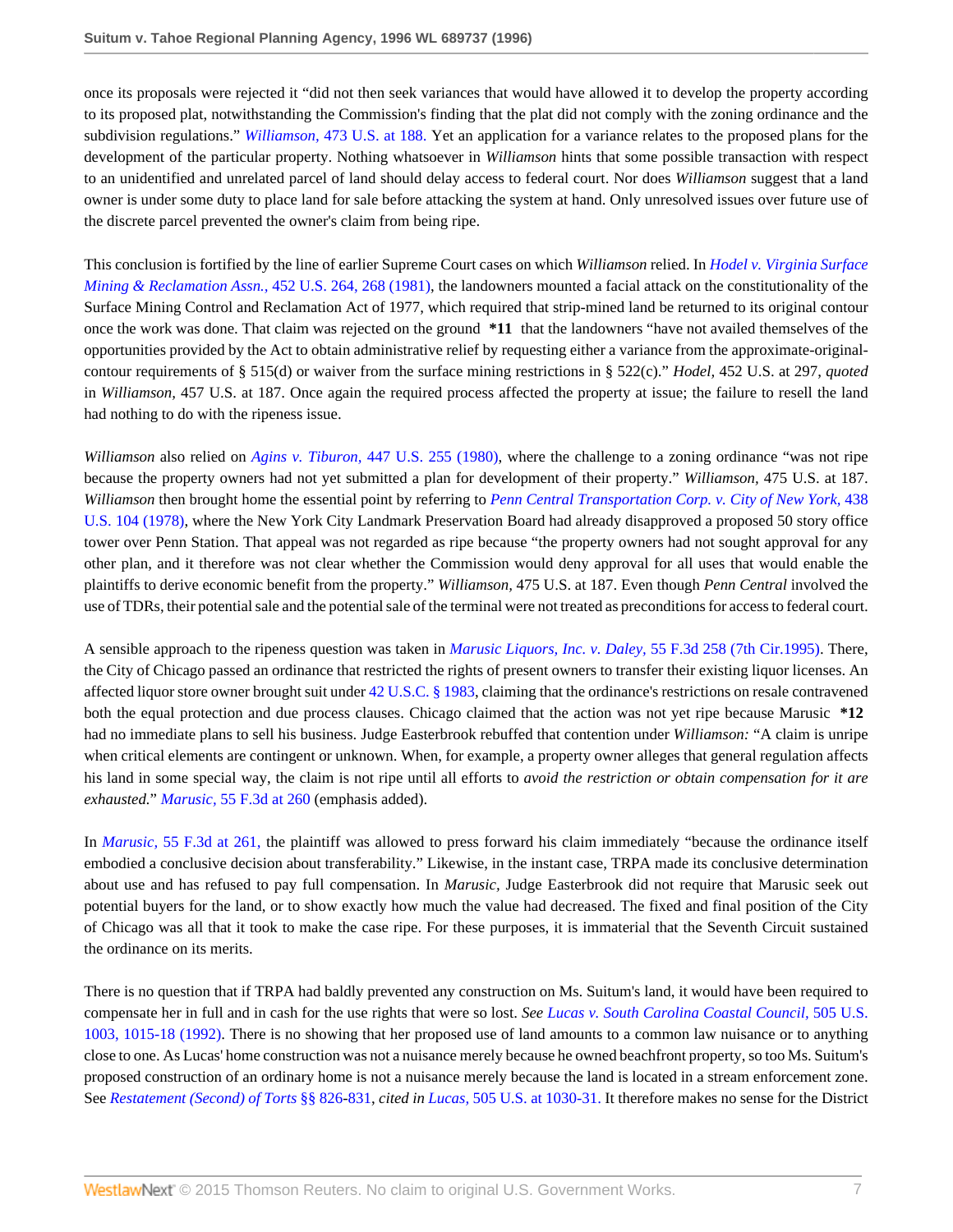once its proposals were rejected it "did not then seek variances that would have allowed it to develop the property according to its proposed plat, notwithstanding the Commission's finding that the plat did not comply with the zoning ordinance and the subdivision regulations." *Williamson,* 473 U.S. at 188. Yet an application for a variance relates to the proposed plans for the development of the particular property. Nothing whatsoever in *Williamson* hints that some possible transaction with respect to an unidentified and unrelated parcel of land should delay access to federal court. Nor does *Williamson* suggest that a land owner is under some duty to place land for sale before attacking the system at hand. Only unresolved issues over future use of the discrete parcel prevented the owner's claim from being ripe.

This conclusion is fortified by the line of earlier Supreme Court cases on which *Williamson* relied. In *Hodel v. Virginia Surface Mining & Reclamation Assn.,* 452 U.S. 264, 268 (1981), the landowners mounted a facial attack on the constitutionality of the Surface Mining Control and Reclamation Act of 1977, which required that strip-mined land be returned to its original contour once the work was done. That claim was rejected on the ground **\*11** that the landowners "have not availed themselves of the opportunities provided by the Act to obtain administrative relief by requesting either a variance from the approximate-original-contour requirements of § 515(d) or waiver from the surface mining restrictions in § 522(c)." *Hodel,* 452 U.S. at 297, *quoted* in *Williamson,* 457 U.S. at 187. Once again the required process affected the property at issue; the failure to resell the land had nothing to do with the ripeness issue.

*Williamson* also relied on *Agins v. Tiburon,* 447 U.S. 255 (1980), where the challenge to a zoning ordinance "was not ripe because the property owners had not yet submitted a plan for development of their property." *Williamson,* 475 U.S. at 187. *Williamson* then brought home the essential point by referring to *Penn Central Transportation Corp. v. City of New York,* 438 U.S. 104 (1978), where the New York City Landmark Preservation Board had already disapproved a proposed 50 story office tower over Penn Station. That appeal was not regarded as ripe because "the property owners had not sought approval for any other plan, and it therefore was not clear whether the Commission would deny approval for all uses that would enable the plaintiffs to derive economic benefit from the property." *Williamson,* 475 U.S. at 187. Even though *Penn Central* involved the use of TDRs, their potential sale and the potential sale of the terminal were not treated as preconditions for access to federal court.

A sensible approach to the ripeness question was taken in *Marusic Liquors, Inc. v. Daley,* 55 F.3d 258 (7th Cir.1995). There, the City of Chicago passed an ordinance that restricted the rights of present owners to transfer their existing liquor licenses. An affected liquor store owner brought suit under 42 U.S.C. § 1983, claiming that the ordinance's restrictions on resale contravened both the equal protection and due process clauses. Chicago claimed that the action was not yet ripe because Marusic **\*12** had no immediate plans to sell his business. Judge Easterbrook rebuffed that contention under *Williamson:* "A claim is unripe when critical elements are contingent or unknown. When, for example, a property owner alleges that general regulation affects his land in some special way, the claim is not ripe until all efforts to *avoid the restriction or obtain compensation for it are exhausted.*" *Marusic,* 55 F.3d at 260 (emphasis added).

In *Marusic,* 55 F.3d at 261, the plaintiff was allowed to press forward his claim immediately "because the ordinance itself embodied a conclusive decision about transferability." Likewise, in the instant case, TRPA made its conclusive determination about use and has refused to pay full compensation. In *Marusic,* Judge Easterbrook did not require that Marusic seek out potential buyers for the land, or to show exactly how much the value had decreased. The fixed and final position of the City of Chicago was all that it took to make the case ripe. For these purposes, it is immaterial that the Seventh Circuit sustained the ordinance on its merits.

There is no question that if TRPA had baldly prevented any construction on Ms. Suitum's land, it would have been required to compensate her in full and in cash for the use rights that were so lost. *See Lucas v. South Carolina Coastal Council,* 505 U.S. 1003, 1015-18 (1992). There is no showing that her proposed use of land amounts to a common law nuisance or to anything close to one. As Lucas' home construction was not a nuisance merely because he owned beachfront property, so too Ms. Suitum's proposed construction of an ordinary home is not a nuisance merely because the land is located in a stream enforcement zone. See *Restatement (Second) of Torts* §§ 826-831, *cited in Lucas,* 505 U.S. at 1030-31. It therefore makes no sense for the District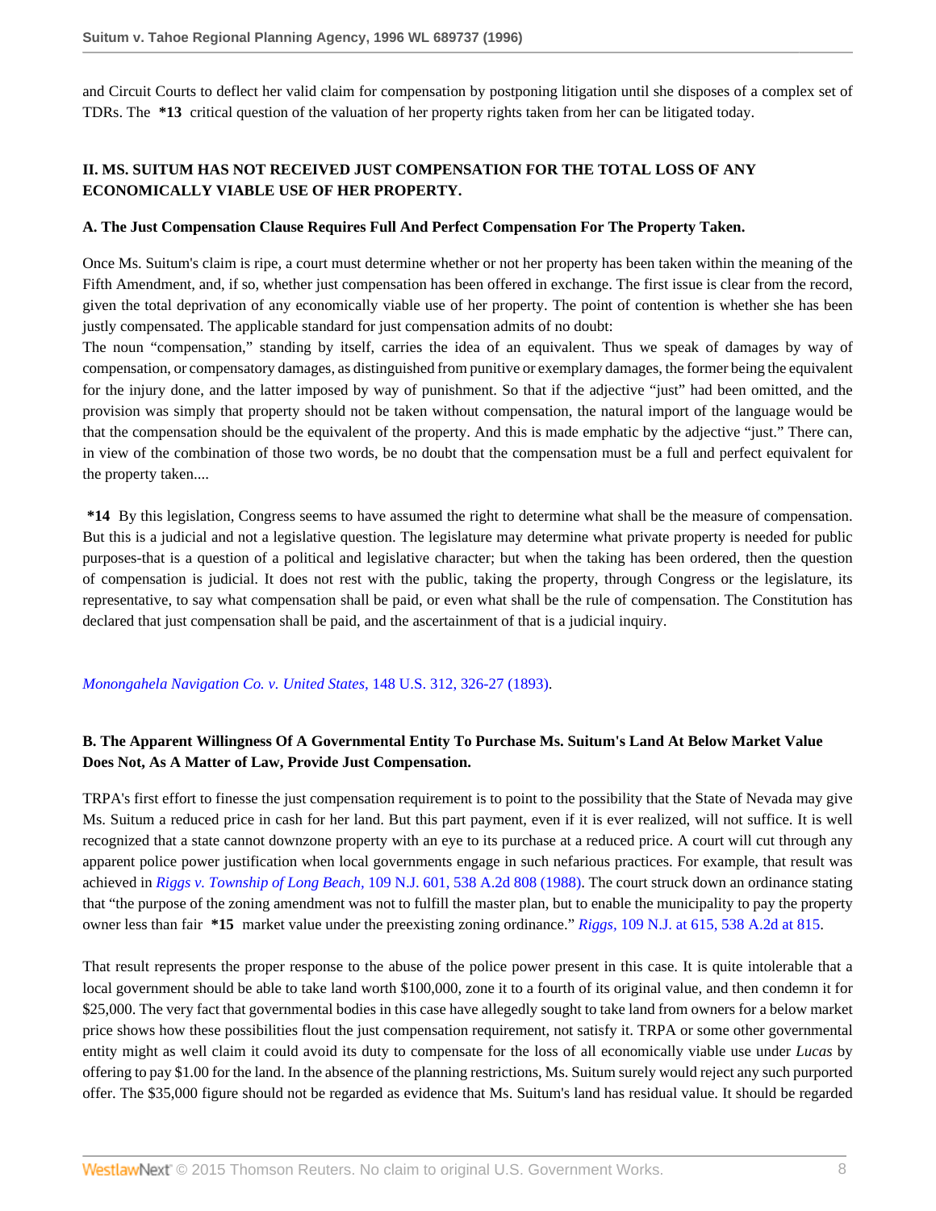and Circuit Courts to deflect her valid claim for compensation by postponing litigation until she disposes of a complex set of TDRs. The **\*13** critical question of the valuation of her property rights taken from her can be litigated today.

## II. MS. SUITUM HAS NOT RECEIVED JUST COMPENSATION FOR THE TOTAL LOSS OF ANY ECONOMICALLY VIABLE USE OF HER PROPERTY.

### A. The Just Compensation Clause Requires Full And Perfect Compensation For The Property Taken.

Once Ms. Suitum's claim is ripe, a court must determine whether or not her property has been taken within the meaning of the Fifth Amendment, and, if so, whether just compensation has been offered in exchange. The first issue is clear from the record, given the total deprivation of any economically viable use of her property. The point of contention is whether she has been justly compensated. The applicable standard for just compensation admits of no doubt:

> The noun "compensation," standing by itself, carries the idea of an equivalent. Thus we speak of damages by way of compensation, or compensatory damages, as distinguished from punitive or exemplary damages, the former being the equivalent for the injury done, and the latter imposed by way of punishment. So that if the adjective "just" had been omitted, and the provision was simply that property should not be taken without compensation, the natural import of the language would be that the compensation should be the equivalent of the property. And this is made emphatic by the adjective "just." There can, in view of the combination of those two words, be no doubt that the compensation must be a full and perfect equivalent for the property taken....
>
> **\*14** By this legislation, Congress seems to have assumed the right to determine what shall be the measure of compensation. But this is a judicial and not a legislative question. The legislature may determine what private property is needed for public purposes-that is a question of a political and legislative character; but when the taking has been ordered, then the question of compensation is judicial. It does not rest with the public, taking the property, through Congress or the legislature, its representative, to say what compensation shall be paid, or even what shall be the rule of compensation. The Constitution has declared that just compensation shall be paid, and the ascertainment of that is a judicial inquiry.

*Monongahela Navigation Co. v. United States,* 148 U.S. 312, 326-27 (1893).

### B. The Apparent Willingness Of A Governmental Entity To Purchase Ms. Suitum's Land At Below Market Value Does Not, As A Matter of Law, Provide Just Compensation.

TRPA's first effort to finesse the just compensation requirement is to point to the possibility that the State of Nevada may give Ms. Suitum a reduced price in cash for her land. But this part payment, even if it is ever realized, will not suffice. It is well recognized that a state cannot downzone property with an eye to its purchase at a reduced price. A court will cut through any apparent police power justification when local governments engage in such nefarious practices. For example, that result was achieved in *Riggs v. Township of Long Beach,* 109 N.J. 601, 538 A.2d 808 (1988). The court struck down an ordinance stating that "the purpose of the zoning amendment was not to fulfill the master plan, but to enable the municipality to pay the property owner less than fair **\*15** market value under the preexisting zoning ordinance." *Riggs,* 109 N.J. at 615, 538 A.2d at 815.

That result represents the proper response to the abuse of the police power present in this case. It is quite intolerable that a local government should be able to take land worth $100,000, zone it to a fourth of its original value, and then condemn it for $25,000. The very fact that governmental bodies in this case have allegedly sought to take land from owners for a below market price shows how these possibilities flout the just compensation requirement, not satisfy it. TRPA or some other governmental entity might as well claim it could avoid its duty to compensate for the loss of all economically viable use under *Lucas* by offering to pay $1.00 for the land. In the absence of the planning restrictions, Ms. Suitum surely would reject any such purported offer. The $35,000 figure should not be regarded as evidence that Ms. Suitum's land has residual value. It should be regarded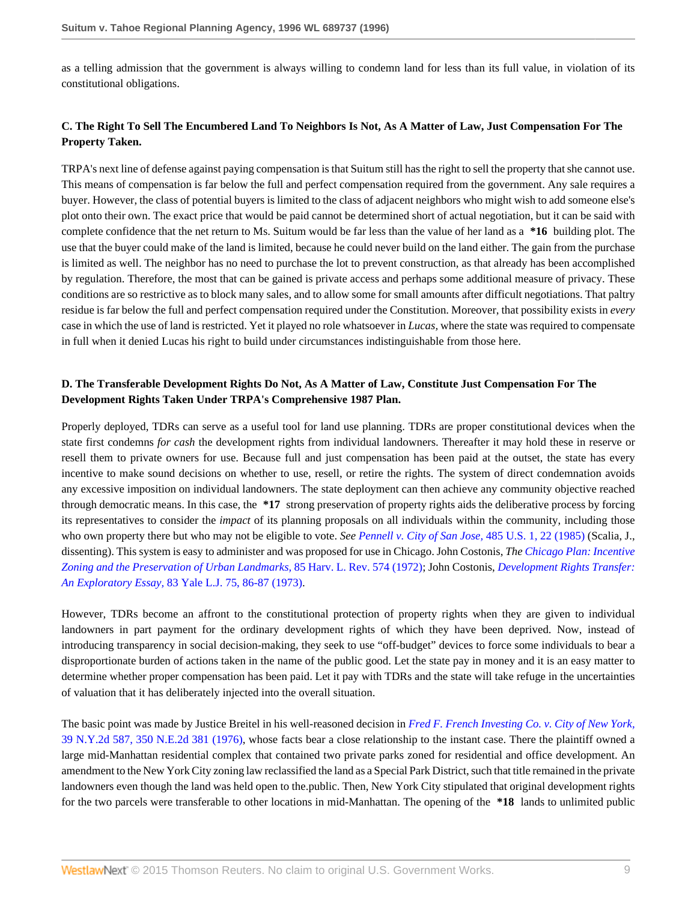as a telling admission that the government is always willing to condemn land for less than its full value, in violation of its constitutional obligations.

**C. The Right To Sell The Encumbered Land To Neighbors Is Not, As A Matter of Law, Just Compensation For The Property Taken.**

TRPA's next line of defense against paying compensation is that Suitum still has the right to sell the property that she cannot use. This means of compensation is far below the full and perfect compensation required from the government. Any sale requires a buyer. However, the class of potential buyers is limited to the class of adjacent neighbors who might wish to add someone else's plot onto their own. The exact price that would be paid cannot be determined short of actual negotiation, but it can be said with complete confidence that the net return to Ms. Suitum would be far less than the value of her land as a **\*16** building plot. The use that the buyer could make of the land is limited, because he could never build on the land either. The gain from the purchase is limited as well. The neighbor has no need to purchase the lot to prevent construction, as that already has been accomplished by regulation. Therefore, the most that can be gained is private access and perhaps some additional measure of privacy. These conditions are so restrictive as to block many sales, and to allow some for small amounts after difficult negotiations. That paltry residue is far below the full and perfect compensation required under the Constitution. Moreover, that possibility exists in *every* case in which the use of land is restricted. Yet it played no role whatsoever in *Lucas*, where the state was required to compensate in full when it denied Lucas his right to build under circumstances indistinguishable from those here.

**D. The Transferable Development Rights Do Not, As A Matter of Law, Constitute Just Compensation For The Development Rights Taken Under TRPA's Comprehensive 1987 Plan.**

Properly deployed, TDRs can serve as a useful tool for land use planning. TDRs are proper constitutional devices when the state first condemns *for cash* the development rights from individual landowners. Thereafter it may hold these in reserve or resell them to private owners for use. Because full and just compensation has been paid at the outset, the state has every incentive to make sound decisions on whether to use, resell, or retire the rights. The system of direct condemnation avoids any excessive imposition on individual landowners. The state deployment can then achieve any community objective reached through democratic means. In this case, the **\*17** strong preservation of property rights aids the deliberative process by forcing its representatives to consider the *impact* of its planning proposals on all individuals within the community, including those who own property there but who may not be eligible to vote. *See Pennell v. City of San Jose*, 485 U.S. 1, 22 (1985) (Scalia, J., dissenting). This system is easy to administer and was proposed for use in Chicago. John Costonis, *The Chicago Plan: Incentive Zoning and the Preservation of Urban Landmarks*, 85 Harv. L. Rev. 574 (1972); John Costonis, *Development Rights Transfer: An Exploratory Essay*, 83 Yale L.J. 75, 86-87 (1973).

However, TDRs become an affront to the constitutional protection of property rights when they are given to individual landowners in part payment for the ordinary development rights of which they have been deprived. Now, instead of introducing transparency in social decision-making, they seek to use "off-budget" devices to force some individuals to bear a disproportionate burden of actions taken in the name of the public good. Let the state pay in money and it is an easy matter to determine whether proper compensation has been paid. Let it pay with TDRs and the state will take refuge in the uncertainties of valuation that it has deliberately injected into the overall situation.

The basic point was made by Justice Breitel in his well-reasoned decision in *Fred F. French Investing Co. v. City of New York*, 39 N.Y.2d 587, 350 N.E.2d 381 (1976), whose facts bear a close relationship to the instant case. There the plaintiff owned a large mid-Manhattan residential complex that contained two private parks zoned for residential and office development. An amendment to the New York City zoning law reclassified the land as a Special Park District, such that title remained in the private landowners even though the land was held open to the.public. Then, New York City stipulated that original development rights for the two parcels were transferable to other locations in mid-Manhattan. The opening of the **\*18** lands to unlimited public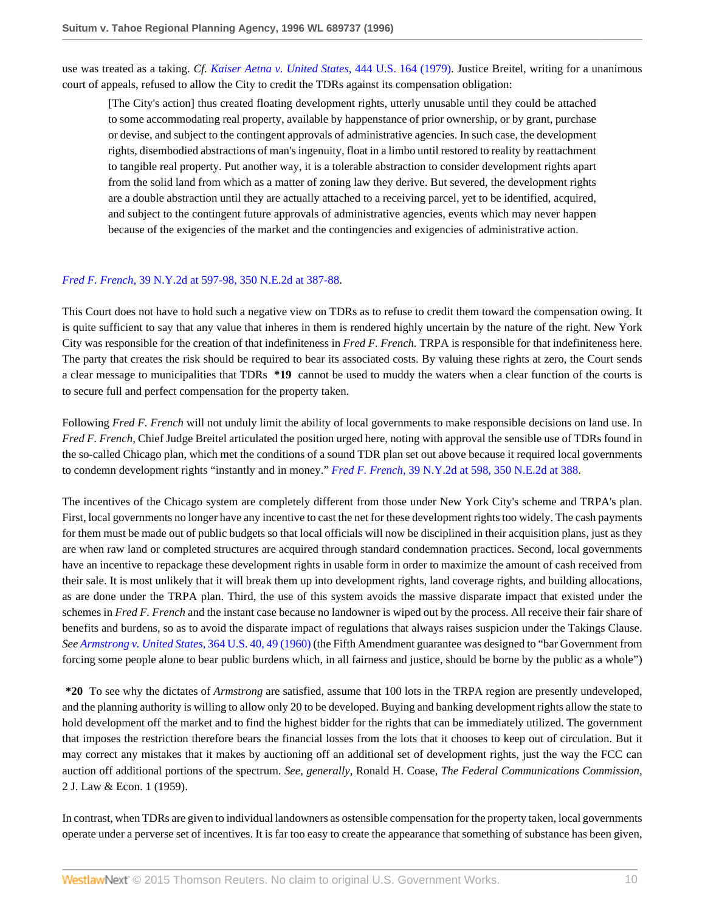use was treated as a taking. *Cf. Kaiser Aetna v. United States,* 444 U.S. 164 (1979). Justice Breitel, writing for a unanimous court of appeals, refused to allow the City to credit the TDRs against its compensation obligation:

> [The City's action] thus created floating development rights, utterly unusable until they could be attached to some accommodating real property, available by happenstance of prior ownership, or by grant, purchase or devise, and subject to the contingent approvals of administrative agencies. In such case, the development rights, disembodied abstractions of man's ingenuity, float in a limbo until restored to reality by reattachment to tangible real property. Put another way, it is a tolerable abstraction to consider development rights apart from the solid land from which as a matter of zoning law they derive. But severed, the development rights are a double abstraction until they are actually attached to a receiving parcel, yet to be identified, acquired, and subject to the contingent future approvals of administrative agencies, events which may never happen because of the exigencies of the market and the contingencies and exigencies of administrative action.

*Fred F. French,* 39 N.Y.2d at 597-98, 350 N.E.2d at 387-88.

This Court does not have to hold such a negative view on TDRs as to refuse to credit them toward the compensation owing. It is quite sufficient to say that any value that inheres in them is rendered highly uncertain by the nature of the right. New York City was responsible for the creation of that indefiniteness in *Fred F. French.* TRPA is responsible for that indefiniteness here. The party that creates the risk should be required to bear its associated costs. By valuing these rights at zero, the Court sends a clear message to municipalities that TDRs **\*19** cannot be used to muddy the waters when a clear function of the courts is to secure full and perfect compensation for the property taken.

Following *Fred F. French* will not unduly limit the ability of local governments to make responsible decisions on land use. In *Fred F. French,* Chief Judge Breitel articulated the position urged here, noting with approval the sensible use of TDRs found in the so-called Chicago plan, which met the conditions of a sound TDR plan set out above because it required local governments to condemn development rights "instantly and in money." *Fred F. French,* 39 N.Y.2d at 598, 350 N.E.2d at 388.

The incentives of the Chicago system are completely different from those under New York City's scheme and TRPA's plan. First, local governments no longer have any incentive to cast the net for these development rights too widely. The cash payments for them must be made out of public budgets so that local officials will now be disciplined in their acquisition plans, just as they are when raw land or completed structures are acquired through standard condemnation practices. Second, local governments have an incentive to repackage these development rights in usable form in order to maximize the amount of cash received from their sale. It is most unlikely that it will break them up into development rights, land coverage rights, and building allocations, as are done under the TRPA plan. Third, the use of this system avoids the massive disparate impact that existed under the schemes in *Fred F. French* and the instant case because no landowner is wiped out by the process. All receive their fair share of benefits and burdens, so as to avoid the disparate impact of regulations that always raises suspicion under the Takings Clause. *See Armstrong v. United States,* 364 U.S. 40, 49 (1960) (the Fifth Amendment guarantee was designed to "bar Government from forcing some people alone to bear public burdens which, in all fairness and justice, should be borne by the public as a whole")

**\*20** To see why the dictates of *Armstrong* are satisfied, assume that 100 lots in the TRPA region are presently undeveloped, and the planning authority is willing to allow only 20 to be developed. Buying and banking development rights allow the state to hold development off the market and to find the highest bidder for the rights that can be immediately utilized. The government that imposes the restriction therefore bears the financial losses from the lots that it chooses to keep out of circulation. But it may correct any mistakes that it makes by auctioning off an additional set of development rights, just the way the FCC can auction off additional portions of the spectrum. *See, generally,* Ronald H. Coase, *The Federal Communications Commission,* 2 J. Law & Econ. 1 (1959).

In contrast, when TDRs are given to individual landowners as ostensible compensation for the property taken, local governments operate under a perverse set of incentives. It is far too easy to create the appearance that something of substance has been given,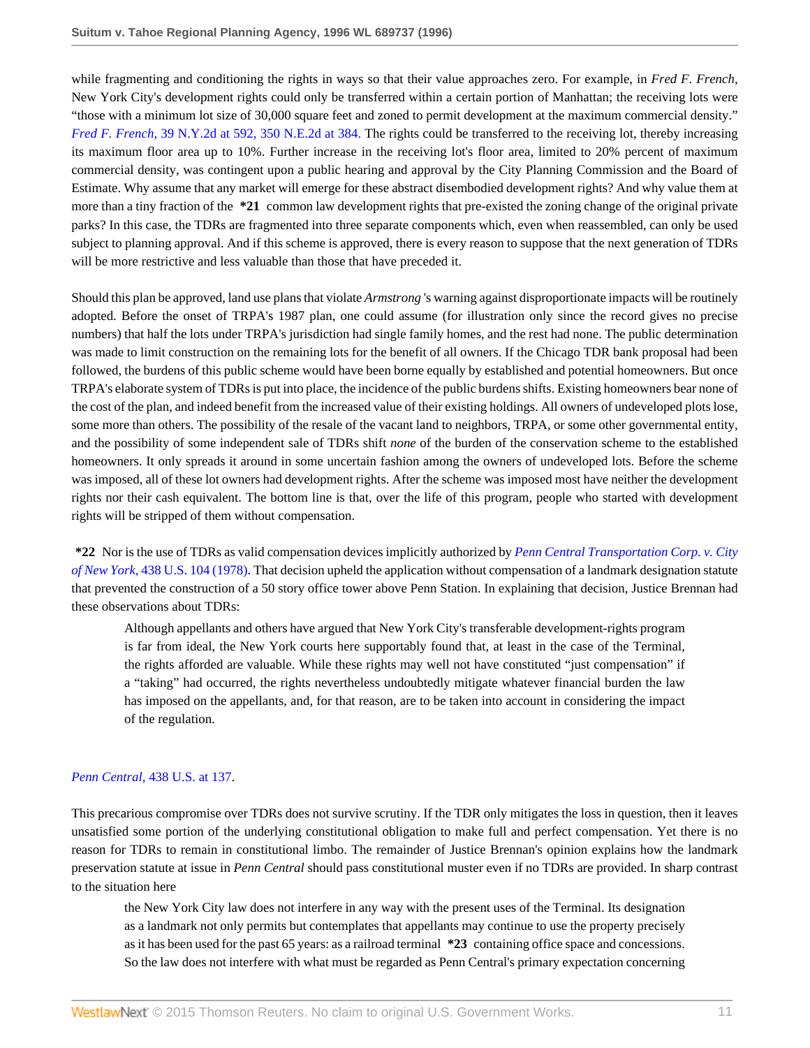while fragmenting and conditioning the rights in ways so that their value approaches zero. For example, in *Fred F. French,* New York City's development rights could only be transferred within a certain portion of Manhattan; the receiving lots were "those with a minimum lot size of 30,000 square feet and zoned to permit development at the maximum commercial density." *Fred F. French,* 39 N.Y.2d at 592, 350 N.E.2d at 384. The rights could be transferred to the receiving lot, thereby increasing its maximum floor area up to 10%. Further increase in the receiving lot's floor area, limited to 20% percent of maximum commercial density, was contingent upon a public hearing and approval by the City Planning Commission and the Board of Estimate. Why assume that any market will emerge for these abstract disembodied development rights? And why value them at more than a tiny fraction of the **\*21** common law development rights that pre-existed the zoning change of the original private parks? In this case, the TDRs are fragmented into three separate components which, even when reassembled, can only be used subject to planning approval. And if this scheme is approved, there is every reason to suppose that the next generation of TDRs will be more restrictive and less valuable than those that have preceded it.

Should this plan be approved, land use plans that violate *Armstrong* 's warning against disproportionate impacts will be routinely adopted. Before the onset of TRPA's 1987 plan, one could assume (for illustration only since the record gives no precise numbers) that half the lots under TRPA's jurisdiction had single family homes, and the rest had none. The public determination was made to limit construction on the remaining lots for the benefit of all owners. If the Chicago TDR bank proposal had been followed, the burdens of this public scheme would have been borne equally by established and potential homeowners. But once TRPA's elaborate system of TDRs is put into place, the incidence of the public burdens shifts. Existing homeowners bear none of the cost of the plan, and indeed benefit from the increased value of their existing holdings. All owners of undeveloped plots lose, some more than others. The possibility of the resale of the vacant land to neighbors, TRPA, or some other governmental entity, and the possibility of some independent sale of TDRs shift *none* of the burden of the conservation scheme to the established homeowners. It only spreads it around in some uncertain fashion among the owners of undeveloped lots. Before the scheme was imposed, all of these lot owners had development rights. After the scheme was imposed most have neither the development rights nor their cash equivalent. The bottom line is that, over the life of this program, people who started with development rights will be stripped of them without compensation.

**\*22** Nor is the use of TDRs as valid compensation devices implicitly authorized by *Penn Central Transportation Corp. v. City of New York,* 438 U.S. 104 (1978). That decision upheld the application without compensation of a landmark designation statute that prevented the construction of a 50 story office tower above Penn Station. In explaining that decision, Justice Brennan had these observations about TDRs:

> Although appellants and others have argued that New York City's transferable development-rights program is far from ideal, the New York courts here supportably found that, at least in the case of the Terminal, the rights afforded are valuable. While these rights may well not have constituted "just compensation" if a "taking" had occurred, the rights nevertheless undoubtedly mitigate whatever financial burden the law has imposed on the appellants, and, for that reason, are to be taken into account in considering the impact of the regulation.

*Penn Central,* 438 U.S. at 137.

This precarious compromise over TDRs does not survive scrutiny. If the TDR only mitigates the loss in question, then it leaves unsatisfied some portion of the underlying constitutional obligation to make full and perfect compensation. Yet there is no reason for TDRs to remain in constitutional limbo. The remainder of Justice Brennan's opinion explains how the landmark preservation statute at issue in *Penn Central* should pass constitutional muster even if no TDRs are provided. In sharp contrast to the situation here

> the New York City law does not interfere in any way with the present uses of the Terminal. Its designation as a landmark not only permits but contemplates that appellants may continue to use the property precisely as it has been used for the past 65 years: as a railroad terminal **\*23** containing office space and concessions. So the law does not interfere with what must be regarded as Penn Central's primary expectation concerning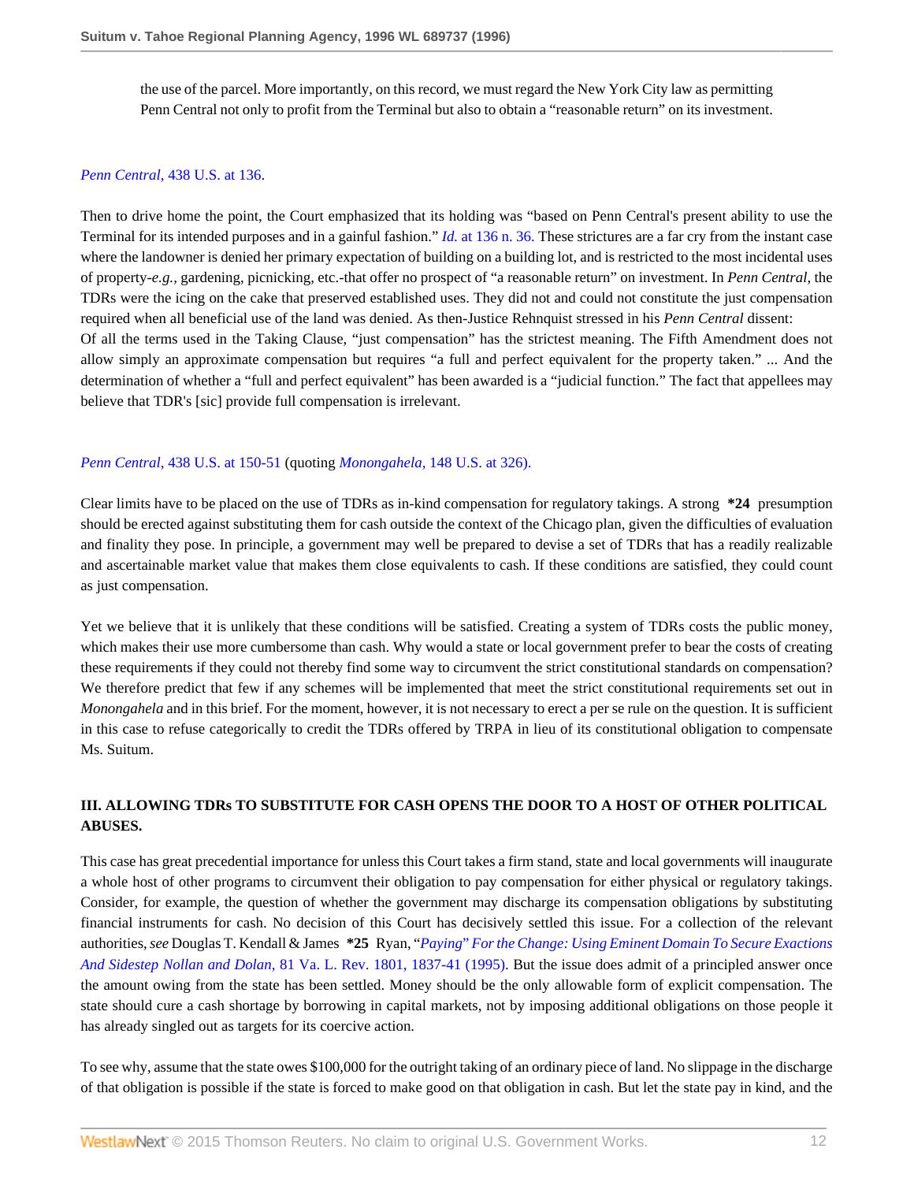> the use of the parcel. More importantly, on this record, we must regard the New York City law as permitting Penn Central not only to profit from the Terminal but also to obtain a "reasonable return" on its investment.

*Penn Central,* 438 U.S. at 136.

Then to drive home the point, the Court emphasized that its holding was "based on Penn Central's present ability to use the Terminal for its intended purposes and in a gainful fashion." *Id.* at 136 n. 36. These strictures are a far cry from the instant case where the landowner is denied her primary expectation of building on a building lot, and is restricted to the most incidental uses of property-*e.g.,* gardening, picnicking, etc.-that offer no prospect of "a reasonable return" on investment. In *Penn Central,* the TDRs were the icing on the cake that preserved established uses. They did not and could not constitute the just compensation required when all beneficial use of the land was denied. As then-Justice Rehnquist stressed in his *Penn Central* dissent:

Of all the terms used in the Taking Clause, "just compensation" has the strictest meaning. The Fifth Amendment does not allow simply an approximate compensation but requires "a full and perfect equivalent for the property taken." ... And the determination of whether a "full and perfect equivalent" has been awarded is a "judicial function." The fact that appellees may believe that TDR's [sic] provide full compensation is irrelevant.

*Penn Central,* 438 U.S. at 150-51 (quoting *Monongahela,* 148 U.S. at 326).

Clear limits have to be placed on the use of TDRs as in-kind compensation for regulatory takings. A strong **\*24** presumption should be erected against substituting them for cash outside the context of the Chicago plan, given the difficulties of evaluation and finality they pose. In principle, a government may well be prepared to devise a set of TDRs that has a readily realizable and ascertainable market value that makes them close equivalents to cash. If these conditions are satisfied, they could count as just compensation.

Yet we believe that it is unlikely that these conditions will be satisfied. Creating a system of TDRs costs the public money, which makes their use more cumbersome than cash. Why would a state or local government prefer to bear the costs of creating these requirements if they could not thereby find some way to circumvent the strict constitutional standards on compensation? We therefore predict that few if any schemes will be implemented that meet the strict constitutional requirements set out in *Monongahela* and in this brief. For the moment, however, it is not necessary to erect a per se rule on the question. It is sufficient in this case to refuse categorically to credit the TDRs offered by TRPA in lieu of its constitutional obligation to compensate Ms. Suitum.

### III. ALLOWING TDRs TO SUBSTITUTE FOR CASH OPENS THE DOOR TO A HOST OF OTHER POLITICAL ABUSES.

This case has great precedential importance for unless this Court takes a firm stand, state and local governments will inaugurate a whole host of other programs to circumvent their obligation to pay compensation for either physical or regulatory takings. Consider, for example, the question of whether the government may discharge its compensation obligations by substituting financial instruments for cash. No decision of this Court has decisively settled this issue. For a collection of the relevant authorities, *see* Douglas T. Kendall & James **\*25** Ryan, *"Paying" For the Change: Using Eminent Domain To Secure Exactions And Sidestep Nollan and Dolan,* 81 Va. L. Rev. 1801, 1837-41 (1995). But the issue does admit of a principled answer once the amount owing from the state has been settled. Money should be the only allowable form of explicit compensation. The state should cure a cash shortage by borrowing in capital markets, not by imposing additional obligations on those people it has already singled out as targets for its coercive action.

To see why, assume that the state owes $100,000 for the outright taking of an ordinary piece of land. No slippage in the discharge of that obligation is possible if the state is forced to make good on that obligation in cash. But let the state pay in kind, and the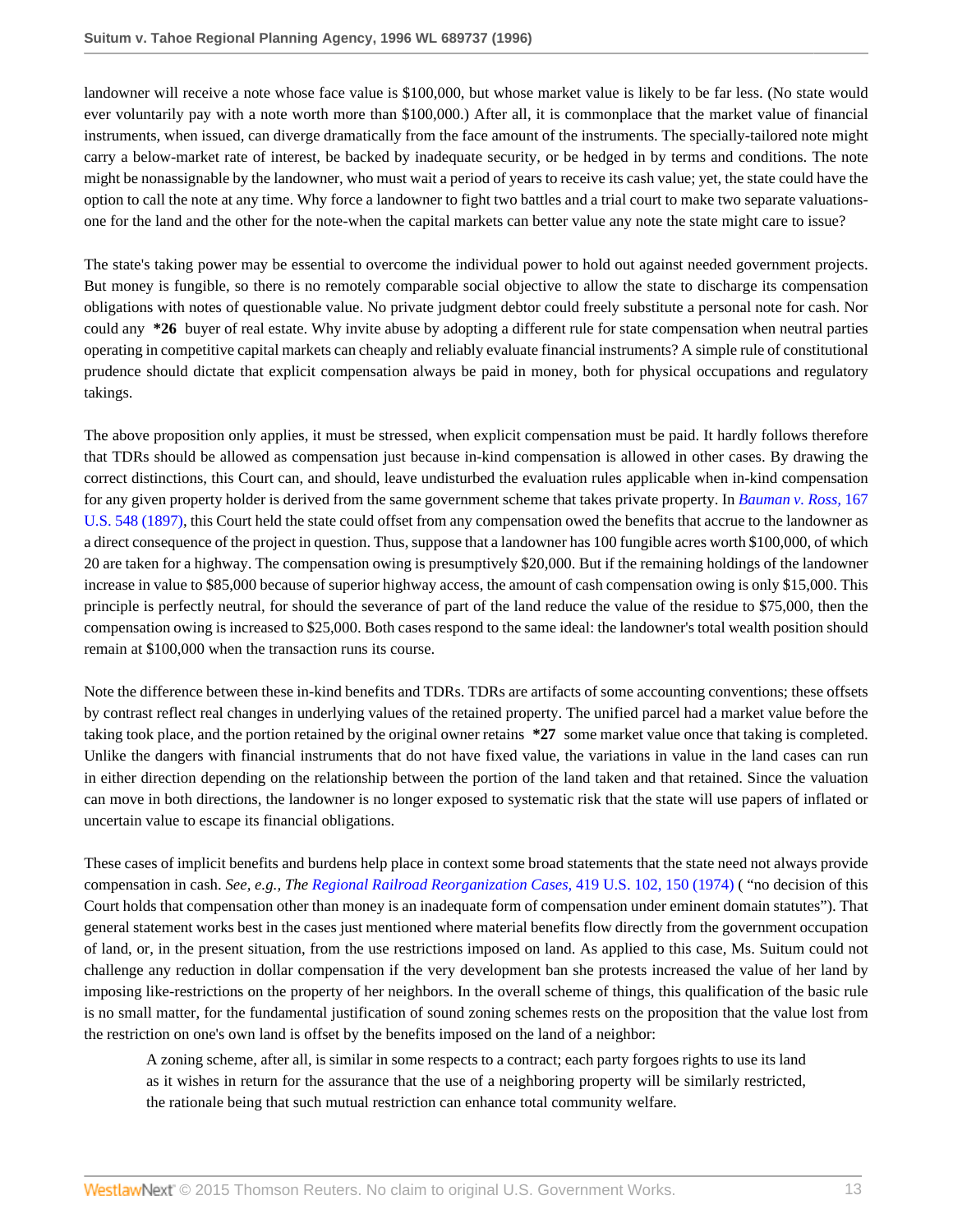landowner will receive a note whose face value is $100,000, but whose market value is likely to be far less. (No state would ever voluntarily pay with a note worth more than $100,000.) After all, it is commonplace that the market value of financial instruments, when issued, can diverge dramatically from the face amount of the instruments. The specially-tailored note might carry a below-market rate of interest, be backed by inadequate security, or be hedged in by terms and conditions. The note might be nonassignable by the landowner, who must wait a period of years to receive its cash value; yet, the state could have the option to call the note at any time. Why force a landowner to fight two battles and a trial court to make two separate valuations-one for the land and the other for the note-when the capital markets can better value any note the state might care to issue?

The state's taking power may be essential to overcome the individual power to hold out against needed government projects. But money is fungible, so there is no remotely comparable social objective to allow the state to discharge its compensation obligations with notes of questionable value. No private judgment debtor could freely substitute a personal note for cash. Nor could any **\*26** buyer of real estate. Why invite abuse by adopting a different rule for state compensation when neutral parties operating in competitive capital markets can cheaply and reliably evaluate financial instruments? A simple rule of constitutional prudence should dictate that explicit compensation always be paid in money, both for physical occupations and regulatory takings.

The above proposition only applies, it must be stressed, when explicit compensation must be paid. It hardly follows therefore that TDRs should be allowed as compensation just because in-kind compensation is allowed in other cases. By drawing the correct distinctions, this Court can, and should, leave undisturbed the evaluation rules applicable when in-kind compensation for any given property holder is derived from the same government scheme that takes private property. In *Bauman v. Ross,* 167 U.S. 548 (1897), this Court held the state could offset from any compensation owed the benefits that accrue to the landowner as a direct consequence of the project in question. Thus, suppose that a landowner has 100 fungible acres worth $100,000, of which 20 are taken for a highway. The compensation owing is presumptively $20,000. But if the remaining holdings of the landowner increase in value to $85,000 because of superior highway access, the amount of cash compensation owing is only $15,000. This principle is perfectly neutral, for should the severance of part of the land reduce the value of the residue to $75,000, then the compensation owing is increased to $25,000. Both cases respond to the same ideal: the landowner's total wealth position should remain at $100,000 when the transaction runs its course.

Note the difference between these in-kind benefits and TDRs. TDRs are artifacts of some accounting conventions; these offsets by contrast reflect real changes in underlying values of the retained property. The unified parcel had a market value before the taking took place, and the portion retained by the original owner retains **\*27** some market value once that taking is completed. Unlike the dangers with financial instruments that do not have fixed value, the variations in value in the land cases can run in either direction depending on the relationship between the portion of the land taken and that retained. Since the valuation can move in both directions, the landowner is no longer exposed to systematic risk that the state will use papers of inflated or uncertain value to escape its financial obligations.

These cases of implicit benefits and burdens help place in context some broad statements that the state need not always provide compensation in cash. *See, e.g., The Regional Railroad Reorganization Cases,* 419 U.S. 102, 150 (1974) ( "no decision of this Court holds that compensation other than money is an inadequate form of compensation under eminent domain statutes"). That general statement works best in the cases just mentioned where material benefits flow directly from the government occupation of land, or, in the present situation, from the use restrictions imposed on land. As applied to this case, Ms. Suitum could not challenge any reduction in dollar compensation if the very development ban she protests increased the value of her land by imposing like-restrictions on the property of her neighbors. In the overall scheme of things, this qualification of the basic rule is no small matter, for the fundamental justification of sound zoning schemes rests on the proposition that the value lost from the restriction on one's own land is offset by the benefits imposed on the land of a neighbor:

> A zoning scheme, after all, is similar in some respects to a contract; each party forgoes rights to use its land as it wishes in return for the assurance that the use of a neighboring property will be similarly restricted, the rationale being that such mutual restriction can enhance total community welfare.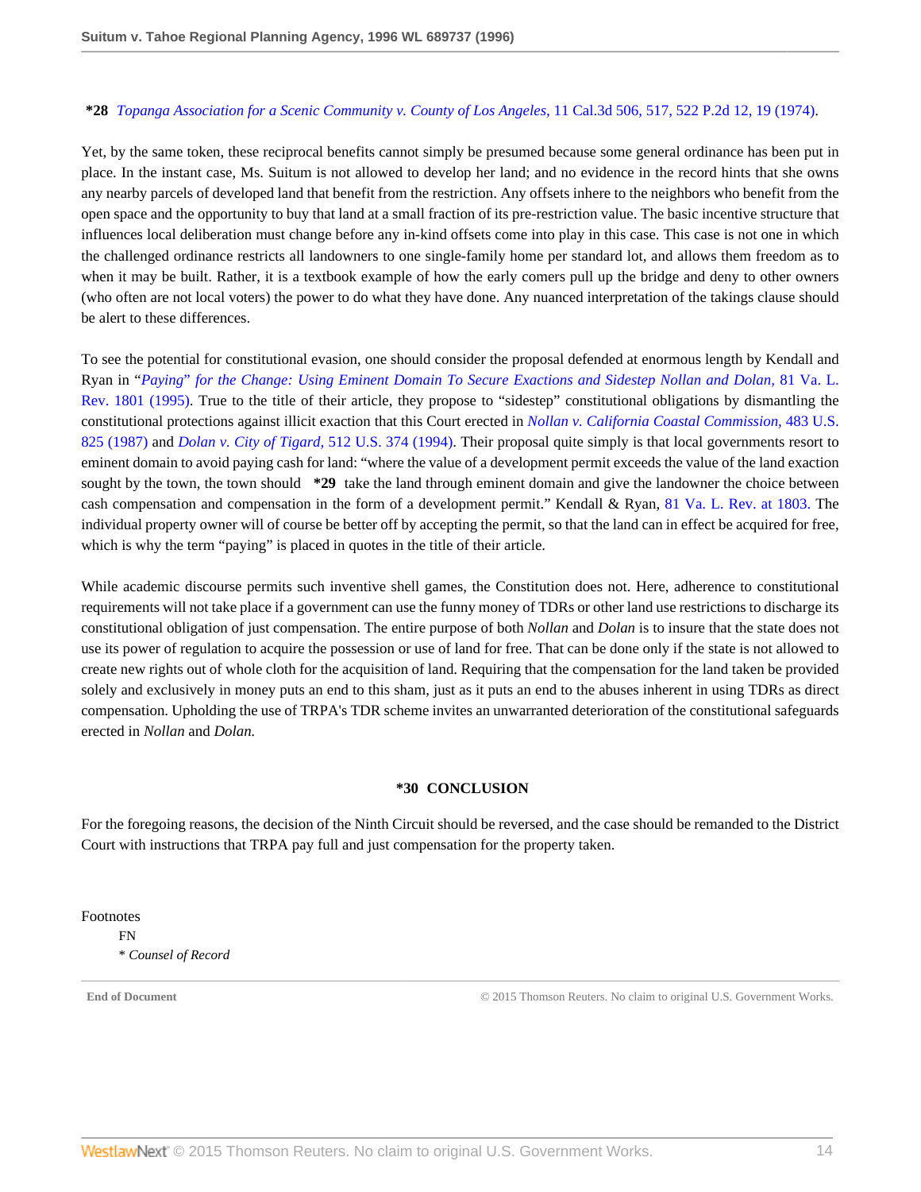**\*28** *Topanga Association for a Scenic Community v. County of Los Angeles,* 11 Cal.3d 506, 517, 522 P.2d 12, 19 (1974).

Yet, by the same token, these reciprocal benefits cannot simply be presumed because some general ordinance has been put in place. In the instant case, Ms. Suitum is not allowed to develop her land; and no evidence in the record hints that she owns any nearby parcels of developed land that benefit from the restriction. Any offsets inhere to the neighbors who benefit from the open space and the opportunity to buy that land at a small fraction of its pre-restriction value. The basic incentive structure that influences local deliberation must change before any in-kind offsets come into play in this case. This case is not one in which the challenged ordinance restricts all landowners to one single-family home per standard lot, and allows them freedom as to when it may be built. Rather, it is a textbook example of how the early comers pull up the bridge and deny to other owners (who often are not local voters) the power to do what they have done. Any nuanced interpretation of the takings clause should be alert to these differences.

To see the potential for constitutional evasion, one should consider the proposal defended at enormous length by Kendall and Ryan in "*Paying" for the Change: Using Eminent Domain To Secure Exactions and Sidestep Nollan and Dolan,* 81 Va. L. Rev. 1801 (1995). True to the title of their article, they propose to "sidestep" constitutional obligations by dismantling the constitutional protections against illicit exaction that this Court erected in *Nollan v. California Coastal Commission,* 483 U.S. 825 (1987) and *Dolan v. City of Tigard,* 512 U.S. 374 (1994). Their proposal quite simply is that local governments resort to eminent domain to avoid paying cash for land: "where the value of a development permit exceeds the value of the land exaction sought by the town, the town should **\*29** take the land through eminent domain and give the landowner the choice between cash compensation and compensation in the form of a development permit." Kendall & Ryan, 81 Va. L. Rev. at 1803. The individual property owner will of course be better off by accepting the permit, so that the land can in effect be acquired for free, which is why the term "paying" is placed in quotes in the title of their article.

While academic discourse permits such inventive shell games, the Constitution does not. Here, adherence to constitutional requirements will not take place if a government can use the funny money of TDRs or other land use restrictions to discharge its constitutional obligation of just compensation. The entire purpose of both *Nollan* and *Dolan* is to insure that the state does not use its power of regulation to acquire the possession or use of land for free. That can be done only if the state is not allowed to create new rights out of whole cloth for the acquisition of land. Requiring that the compensation for the land taken be provided solely and exclusively in money puts an end to this sham, just as it puts an end to the abuses inherent in using TDRs as direct compensation. Upholding the use of TRPA's TDR scheme invites an unwarranted deterioration of the constitutional safeguards erected in *Nollan* and *Dolan.*

## \*30 CONCLUSION

For the foregoing reasons, the decision of the Ninth Circuit should be reversed, and the case should be remanded to the District Court with instructions that TRPA pay full and just compensation for the property taken.

Footnotes

FN

\* *Counsel of Record*

**End of Document**

© 2015 Thomson Reuters. No claim to original U.S. Government Works.